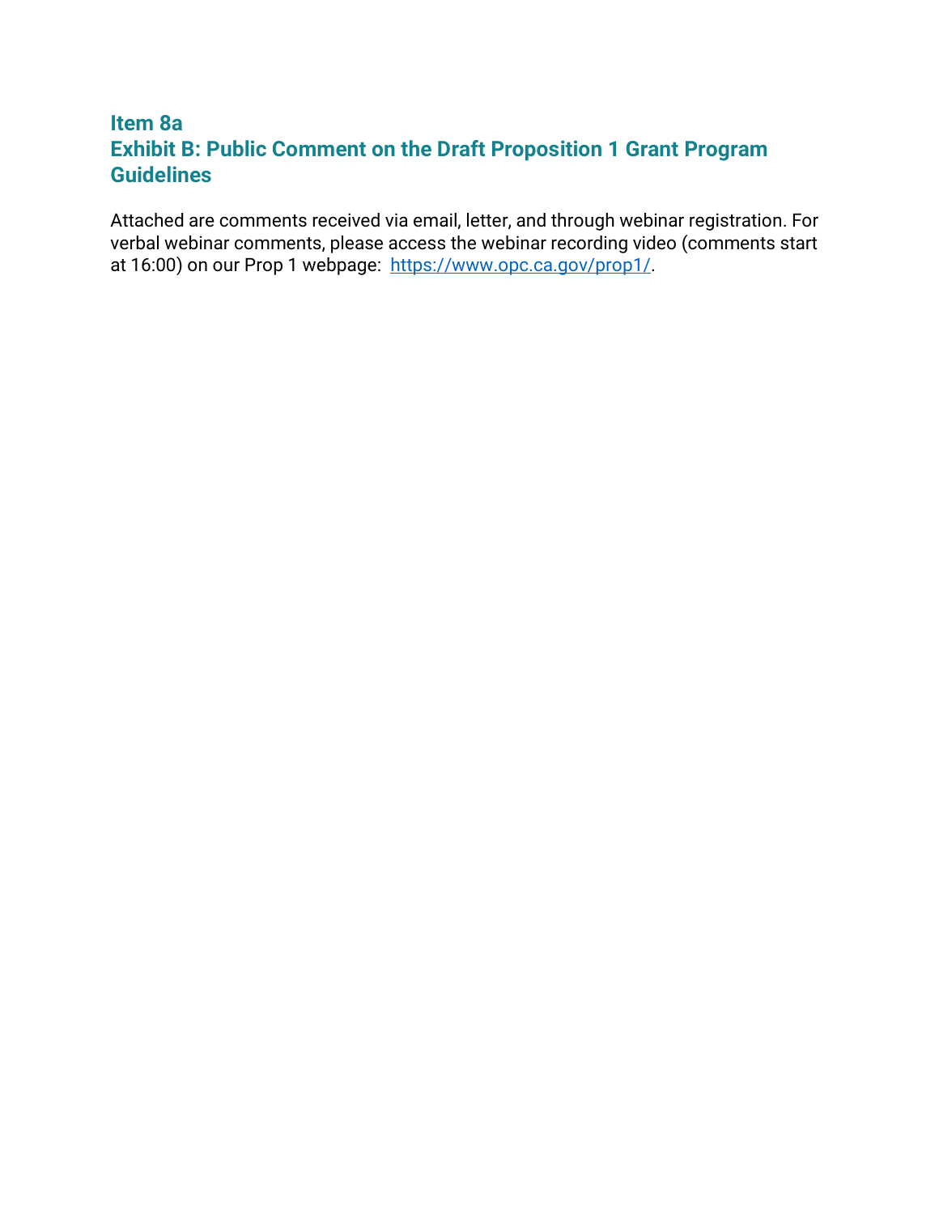## Item 8a
## Exhibit B: Public Comment on the Draft Proposition 1 Grant Program Guidelines

Attached are comments received via email, letter, and through webinar registration. For verbal webinar comments, please access the webinar recording video (comments start at 16:00) on our Prop 1 webpage: [https://www.opc.ca.gov/prop1/](https://www.opc.ca.gov/prop1/).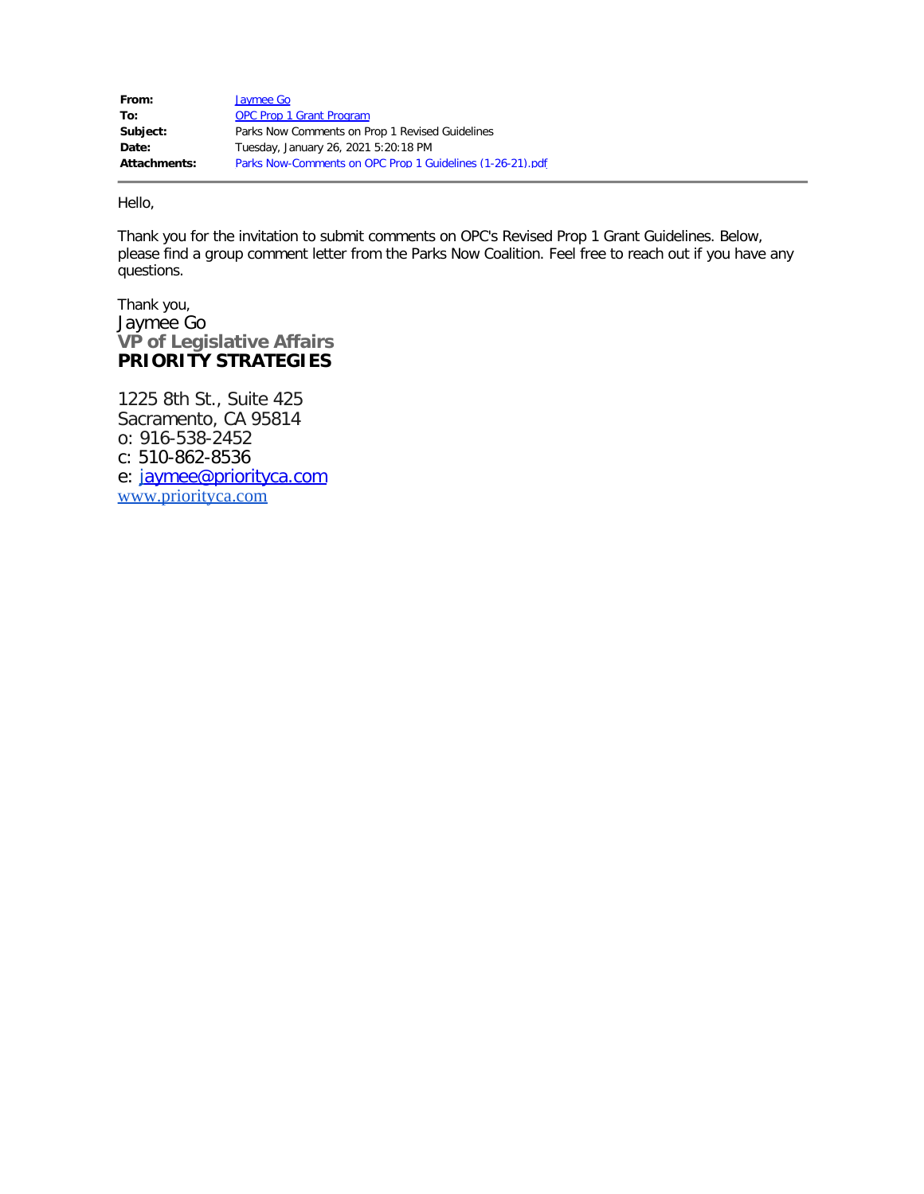| | |
|---|---|
| **From:** | Jaymee Go |
| **To:** | OPC Prop 1 Grant Program |
| **Subject:** | Parks Now Comments on Prop 1 Revised Guidelines |
| **Date:** | Tuesday, January 26, 2021 5:20:18 PM |
| **Attachments:** | Parks Now-Comments on OPC Prop 1 Guidelines (1-26-21).pdf |

Hello,

Thank you for the invitation to submit comments on OPC's Revised Prop 1 Grant Guidelines. Below, please find a group comment letter from the Parks Now Coalition. Feel free to reach out if you have any questions.

Thank you,
Jaymee Go
**VP of Legislative Affairs**
**PRIORITY STRATEGIES**

1225 8th St., Suite 425
Sacramento, CA 95814
o: 916-538-2452
c: 510-862-8536
e: jaymee@priorityca.com
www.priorityca.com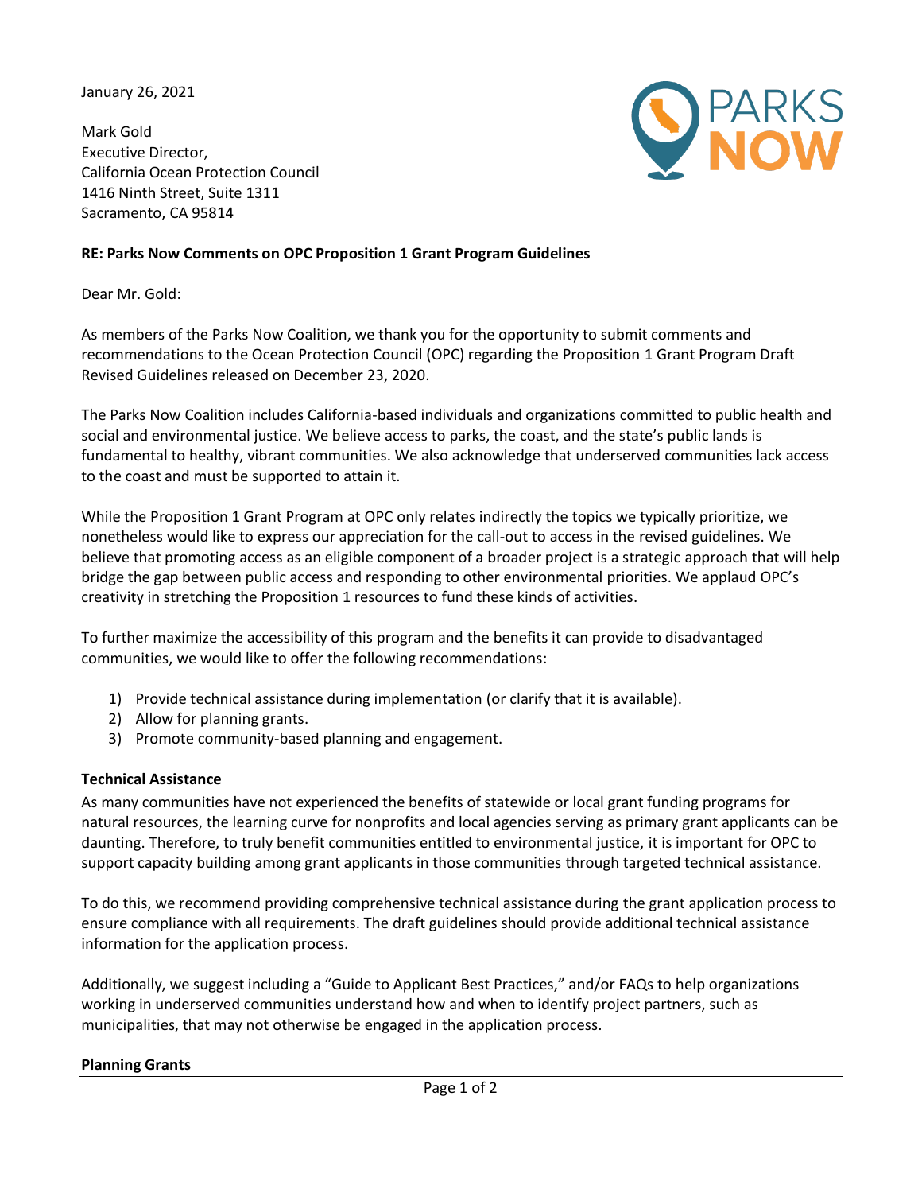January 26, 2021

Mark Gold
Executive Director,
California Ocean Protection Council
1416 Ninth Street, Suite 1311
Sacramento, CA 95814

**RE: Parks Now Comments on OPC Proposition 1 Grant Program Guidelines**

Dear Mr. Gold:

As members of the Parks Now Coalition, we thank you for the opportunity to submit comments and recommendations to the Ocean Protection Council (OPC) regarding the Proposition 1 Grant Program Draft Revised Guidelines released on December 23, 2020.

The Parks Now Coalition includes California-based individuals and organizations committed to public health and social and environmental justice. We believe access to parks, the coast, and the state's public lands is fundamental to healthy, vibrant communities. We also acknowledge that underserved communities lack access to the coast and must be supported to attain it.

While the Proposition 1 Grant Program at OPC only relates indirectly the topics we typically prioritize, we nonetheless would like to express our appreciation for the call-out to access in the revised guidelines. We believe that promoting access as an eligible component of a broader project is a strategic approach that will help bridge the gap between public access and responding to other environmental priorities. We applaud OPC's creativity in stretching the Proposition 1 resources to fund these kinds of activities.

To further maximize the accessibility of this program and the benefits it can provide to disadvantaged communities, we would like to offer the following recommendations:

1) Provide technical assistance during implementation (or clarify that it is available).
2) Allow for planning grants.
3) Promote community-based planning and engagement.

**Technical Assistance**

As many communities have not experienced the benefits of statewide or local grant funding programs for natural resources, the learning curve for nonprofits and local agencies serving as primary grant applicants can be daunting. Therefore, to truly benefit communities entitled to environmental justice, it is important for OPC to support capacity building among grant applicants in those communities through targeted technical assistance.

To do this, we recommend providing comprehensive technical assistance during the grant application process to ensure compliance with all requirements. The draft guidelines should provide additional technical assistance information for the application process.

Additionally, we suggest including a "Guide to Applicant Best Practices," and/or FAQs to help organizations working in underserved communities understand how and when to identify project partners, such as municipalities, that may not otherwise be engaged in the application process.

**Planning Grants**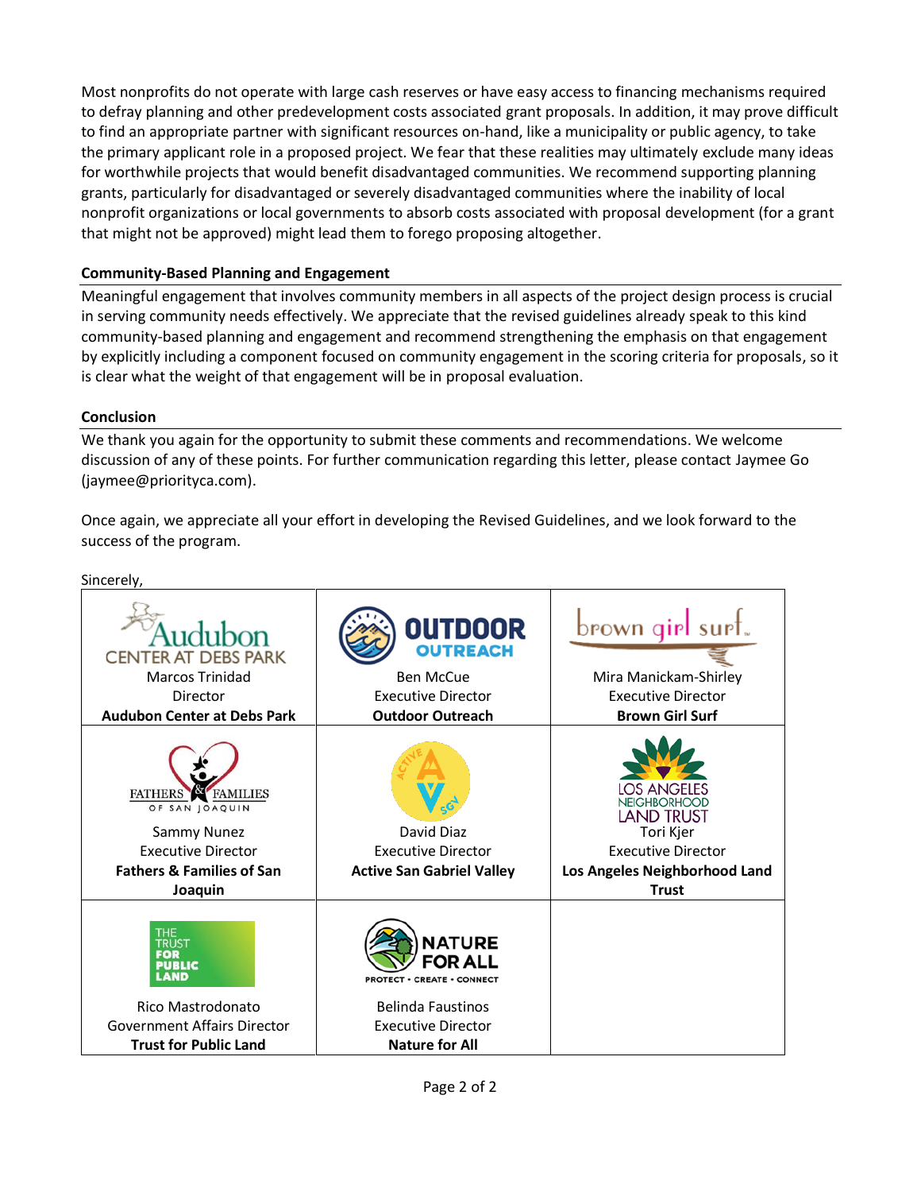Most nonprofits do not operate with large cash reserves or have easy access to financing mechanisms required to defray planning and other predevelopment costs associated grant proposals. In addition, it may prove difficult to find an appropriate partner with significant resources on-hand, like a municipality or public agency, to take the primary applicant role in a proposed project. We fear that these realities may ultimately exclude many ideas for worthwhile projects that would benefit disadvantaged communities. We recommend supporting planning grants, particularly for disadvantaged or severely disadvantaged communities where the inability of local nonprofit organizations or local governments to absorb costs associated with proposal development (for a grant that might not be approved) might lead them to forego proposing altogether.

**Community-Based Planning and Engagement**

Meaningful engagement that involves community members in all aspects of the project design process is crucial in serving community needs effectively. We appreciate that the revised guidelines already speak to this kind community-based planning and engagement and recommend strengthening the emphasis on that engagement by explicitly including a component focused on community engagement in the scoring criteria for proposals, so it is clear what the weight of that engagement will be in proposal evaluation.

**Conclusion**

We thank you again for the opportunity to submit these comments and recommendations. We welcome discussion of any of these points. For further communication regarding this letter, please contact Jaymee Go (jaymee@priorityca.com).

Once again, we appreciate all your effort in developing the Revised Guidelines, and we look forward to the success of the program.

Sincerely,

| | | |
|---|---|---|
| Marcos Trinidad<br>Director<br>**Audubon Center at Debs Park** | Ben McCue<br>Executive Director<br>**Outdoor Outreach** | Mira Manickam-Shirley<br>Executive Director<br>**Brown Girl Surf** |
| Sammy Nunez<br>Executive Director<br>**Fathers & Families of San Joaquin** | David Diaz<br>Executive Director<br>**Active San Gabriel Valley** | Tori Kjer<br>Executive Director<br>**Los Angeles Neighborhood Land Trust** |
| Rico Mastrodonato<br>Government Affairs Director<br>**Trust for Public Land** | Belinda Faustinos<br>Executive Director<br>**Nature for All** | |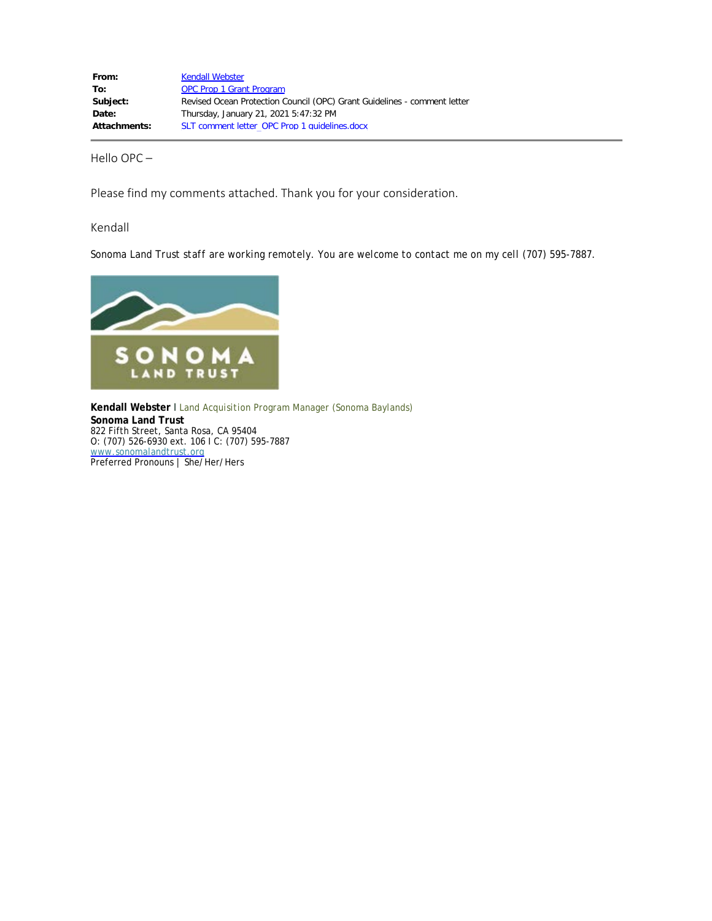| | |
|---|---|
| **From:** | Kendall Webster |
| **To:** | OPC Prop 1 Grant Program |
| **Subject:** | Revised Ocean Protection Council (OPC) Grant Guidelines - comment letter |
| **Date:** | Thursday, January 21, 2021 5:47:32 PM |
| **Attachments:** | SLT comment letter_OPC Prop 1 guidelines.docx |

Hello OPC –

Please find my comments attached. Thank you for your consideration.

Kendall

Sonoma Land Trust staff are working remotely. You are welcome to contact me on my cell (707) 595-7887.

SONOMA LAND TRUST

**Kendall Webster** I Land Acquisition Program Manager (Sonoma Baylands)
**Sonoma Land Trust**
822 Fifth Street, Santa Rosa, CA 95404
O: (707) 526-6930 ext. 106 I C: (707) 595-7887
www.sonomalandtrust.org
Preferred Pronouns | She/Her/Hers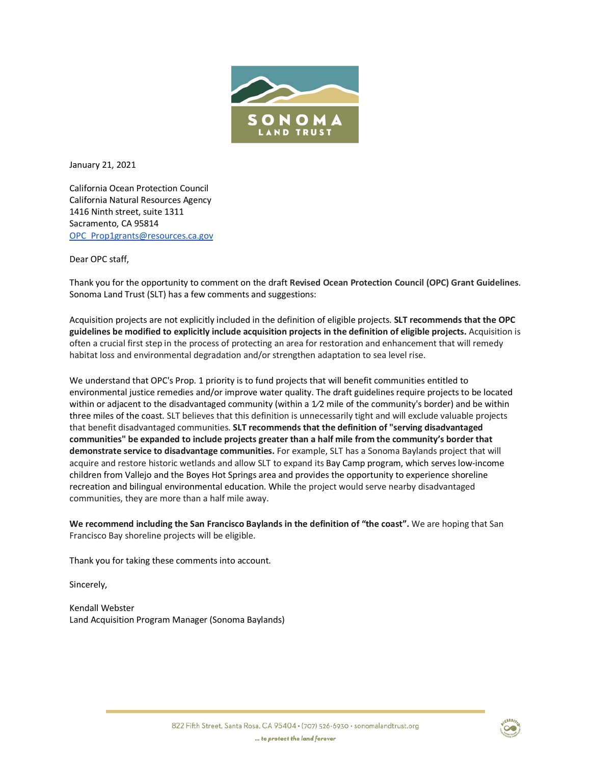SONOMA LAND TRUST

January 21, 2021

California Ocean Protection Council
California Natural Resources Agency
1416 Ninth street, suite 1311
Sacramento, CA 95814
OPC_Prop1grants@resources.ca.gov

Dear OPC staff,

Thank you for the opportunity to comment on the draft **Revised Ocean Protection Council (OPC) Grant Guidelines**. Sonoma Land Trust (SLT) has a few comments and suggestions:

Acquisition projects are not explicitly included in the definition of eligible projects. **SLT recommends that the OPC guidelines be modified to explicitly include acquisition projects in the definition of eligible projects.** Acquisition is often a crucial first step in the process of protecting an area for restoration and enhancement that will remedy habitat loss and environmental degradation and/or strengthen adaptation to sea level rise.

We understand that OPC's Prop. 1 priority is to fund projects that will benefit communities entitled to environmental justice remedies and/or improve water quality. The draft guidelines require projects to be located within or adjacent to the disadvantaged community (within a 1⁄2 mile of the community's border) and be within three miles of the coast. SLT believes that this definition is unnecessarily tight and will exclude valuable projects that benefit disadvantaged communities. **SLT recommends that the definition of "serving disadvantaged communities" be expanded to include projects greater than a half mile from the community's border that demonstrate service to disadvantage communities.** For example, SLT has a Sonoma Baylands project that will acquire and restore historic wetlands and allow SLT to expand its Bay Camp program, which serves low-income children from Vallejo and the Boyes Hot Springs area and provides the opportunity to experience shoreline recreation and bilingual environmental education. While the project would serve nearby disadvantaged communities, they are more than a half mile away.

**We recommend including the San Francisco Baylands in the definition of "the coast".** We are hoping that San Francisco Bay shoreline projects will be eligible.

Thank you for taking these comments into account.

Sincerely,

Kendall Webster
Land Acquisition Program Manager (Sonoma Baylands)

822 Fifth Street, Santa Rosa, CA 95404 • (707) 526-6930 • sonomalandtrust.org

*... to protect the land forever*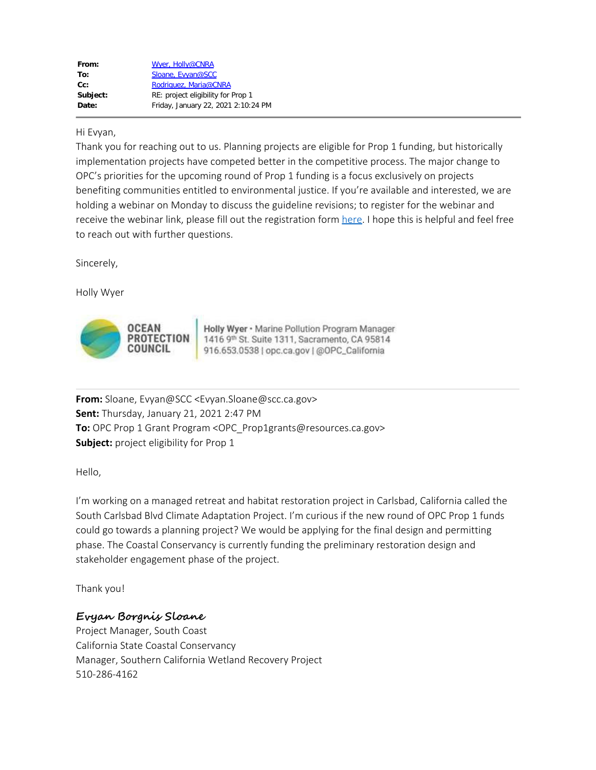| | |
|---|---|
| **From:** | Wyer, Holly@CNRA |
| **To:** | Sloane, Evyan@SCC |
| **Cc:** | Rodriguez, Maria@CNRA |
| **Subject:** | RE: project eligibility for Prop 1 |
| **Date:** | Friday, January 22, 2021 2:10:24 PM |

Hi Evyan,

Thank you for reaching out to us. Planning projects are eligible for Prop 1 funding, but historically implementation projects have competed better in the competitive process. The major change to OPC's priorities for the upcoming round of Prop 1 funding is a focus exclusively on projects benefiting communities entitled to environmental justice. If you're available and interested, we are holding a webinar on Monday to discuss the guideline revisions; to register for the webinar and receive the webinar link, please fill out the registration form here. I hope this is helpful and feel free to reach out with further questions.

Sincerely,

Holly Wyer

OCEAN PROTECTION COUNCIL

Holly Wyer • Marine Pollution Program Manager
1416 9th St. Suite 1311, Sacramento, CA 95814
916.653.0538 | opc.ca.gov | @OPC_California

---

**From:** Sloane, Evyan@SCC <Evyan.Sloane@scc.ca.gov>
**Sent:** Thursday, January 21, 2021 2:47 PM
**To:** OPC Prop 1 Grant Program <OPC_Prop1grants@resources.ca.gov>
**Subject:** project eligibility for Prop 1

Hello,

I'm working on a managed retreat and habitat restoration project in Carlsbad, California called the South Carlsbad Blvd Climate Adaptation Project. I'm curious if the new round of OPC Prop 1 funds could go towards a planning project? We would be applying for the final design and permitting phase. The Coastal Conservancy is currently funding the preliminary restoration design and stakeholder engagement phase of the project.

Thank you!

*Evyan Borgnis Sloane*
Project Manager, South Coast
California State Coastal Conservancy
Manager, Southern California Wetland Recovery Project
510-286-4162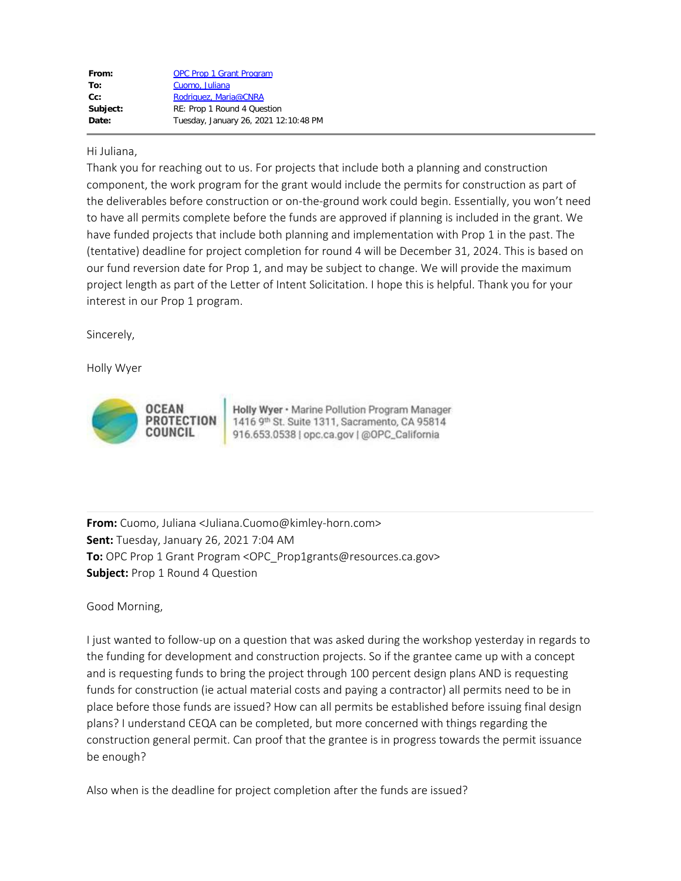| | |
|---|---|
| **From:** | OPC Prop 1 Grant Program |
| **To:** | Cuomo, Juliana |
| **Cc:** | Rodriguez, Maria@CNRA |
| **Subject:** | RE: Prop 1 Round 4 Question |
| **Date:** | Tuesday, January 26, 2021 12:10:48 PM |

Hi Juliana,

Thank you for reaching out to us. For projects that include both a planning and construction component, the work program for the grant would include the permits for construction as part of the deliverables before construction or on-the-ground work could begin. Essentially, you won't need to have all permits complete before the funds are approved if planning is included in the grant. We have funded projects that include both planning and implementation with Prop 1 in the past. The (tentative) deadline for project completion for round 4 will be December 31, 2024. This is based on our fund reversion date for Prop 1, and may be subject to change. We will provide the maximum project length as part of the Letter of Intent Solicitation. I hope this is helpful. Thank you for your interest in our Prop 1 program.

Sincerely,

Holly Wyer

OCEAN PROTECTION COUNCIL

Holly Wyer • Marine Pollution Program Manager
1416 9th St. Suite 1311, Sacramento, CA 95814
916.653.0538 | opc.ca.gov | @OPC_California

---

**From:** Cuomo, Juliana <Juliana.Cuomo@kimley-horn.com>
**Sent:** Tuesday, January 26, 2021 7:04 AM
**To:** OPC Prop 1 Grant Program <OPC_Prop1grants@resources.ca.gov>
**Subject:** Prop 1 Round 4 Question

Good Morning,

I just wanted to follow-up on a question that was asked during the workshop yesterday in regards to the funding for development and construction projects. So if the grantee came up with a concept and is requesting funds to bring the project through 100 percent design plans AND is requesting funds for construction (ie actual material costs and paying a contractor) all permits need to be in place before those funds are issued? How can all permits be established before issuing final design plans? I understand CEQA can be completed, but more concerned with things regarding the construction general permit. Can proof that the grantee is in progress towards the permit issuance be enough?

Also when is the deadline for project completion after the funds are issued?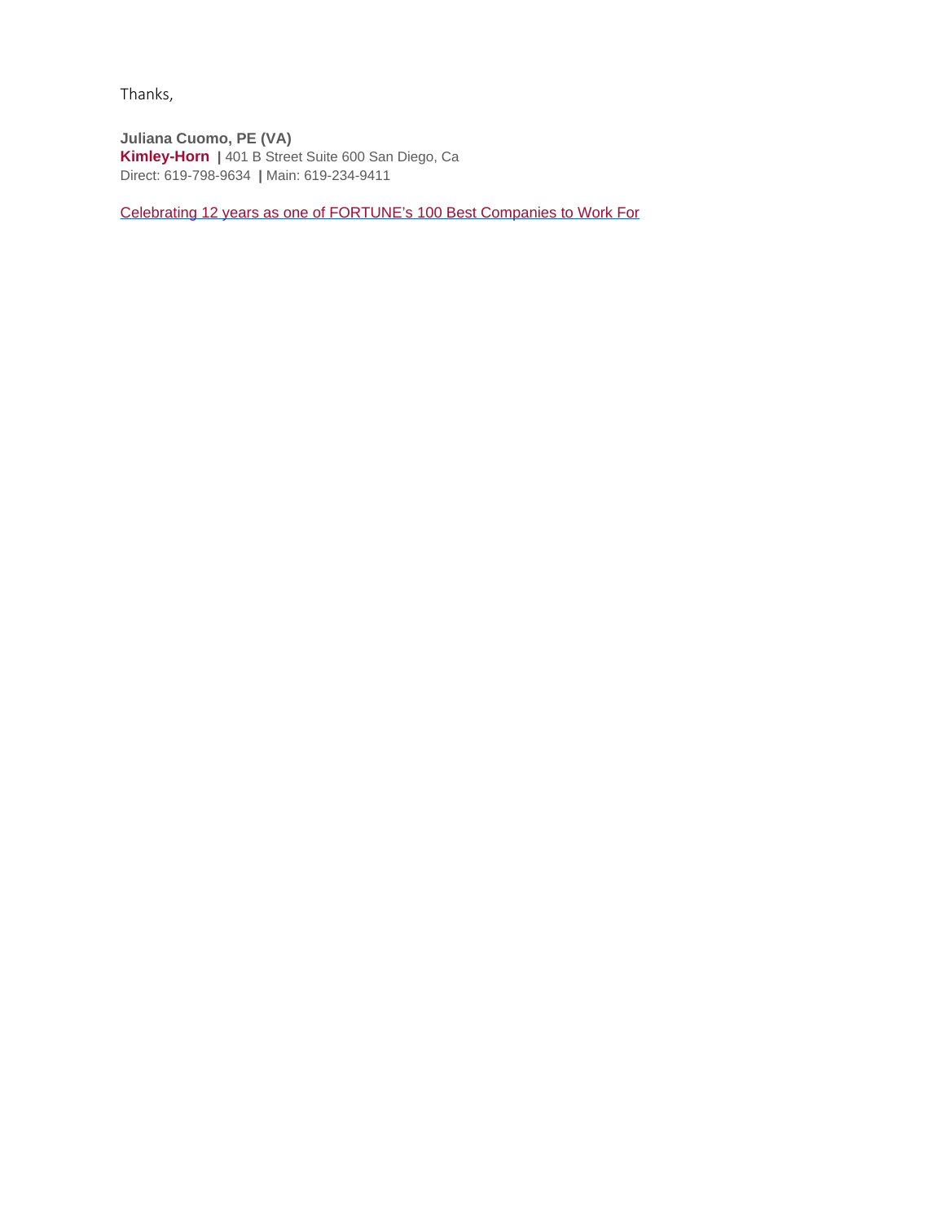Thanks,

**Juliana Cuomo, PE (VA)**
**Kimley-Horn** **|** 401 B Street Suite 600 San Diego, Ca
Direct: 619-798-9634 **|** Main: 619-234-9411

Celebrating 12 years as one of FORTUNE's 100 Best Companies to Work For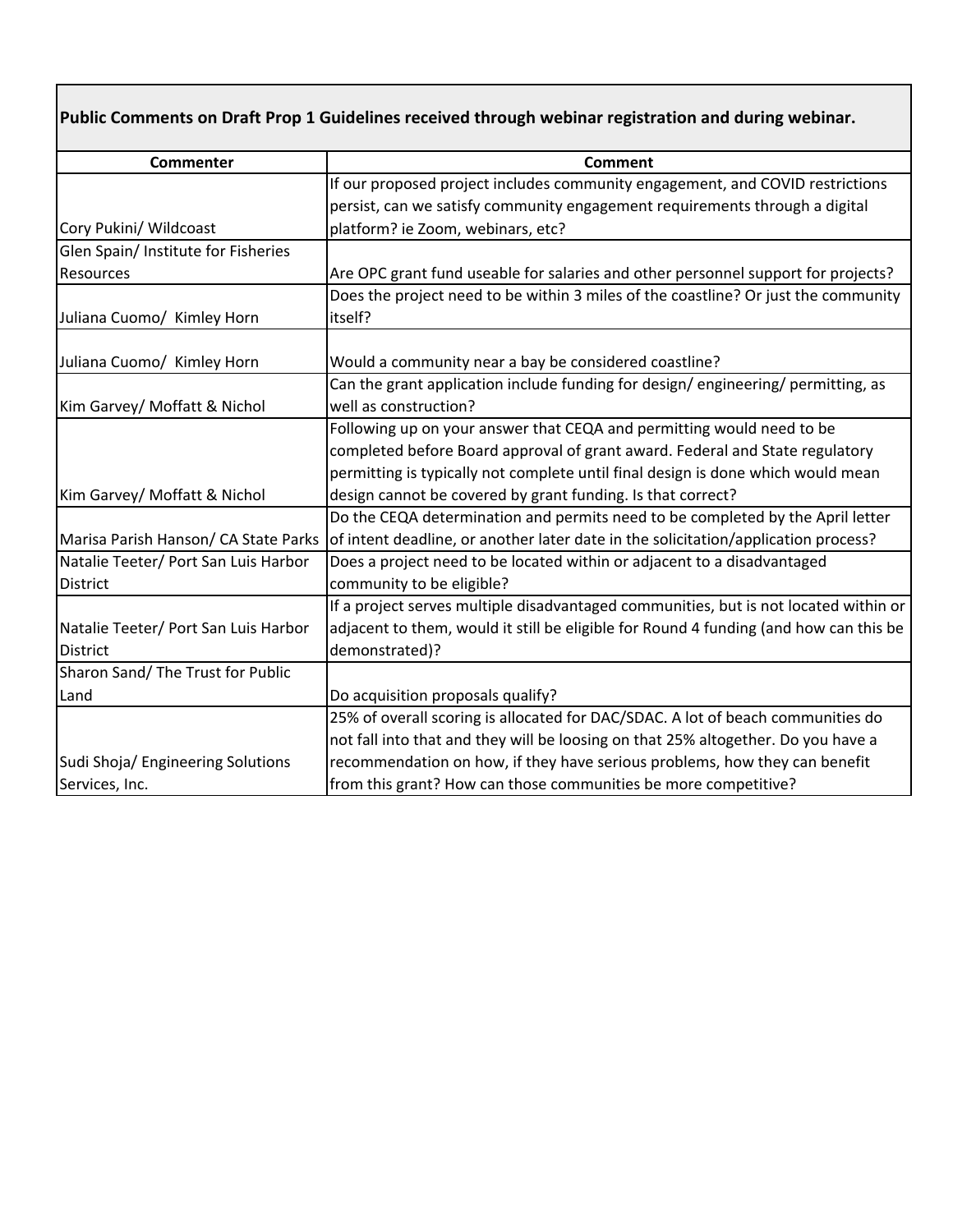**Public Comments on Draft Prop 1 Guidelines received through webinar registration and during webinar.**

| Commenter | Comment |
|---|---|
| Cory Pukini/ Wildcoast | If our proposed project includes community engagement, and COVID restrictions persist, can we satisfy community engagement requirements through a digital platform? ie Zoom, webinars, etc? |
| Glen Spain/ Institute for Fisheries Resources | Are OPC grant fund useable for salaries and other personnel support for projects? |
| Juliana Cuomo/ Kimley Horn | Does the project need to be within 3 miles of the coastline? Or just the community itself? |
| Juliana Cuomo/ Kimley Horn | Would a community near a bay be considered coastline? |
| Kim Garvey/ Moffatt & Nichol | Can the grant application include funding for design/ engineering/ permitting, as well as construction? |
| Kim Garvey/ Moffatt & Nichol | Following up on your answer that CEQA and permitting would need to be completed before Board approval of grant award. Federal and State regulatory permitting is typically not complete until final design is done which would mean design cannot be covered by grant funding. Is that correct? |
| Marisa Parish Hanson/ CA State Parks | Do the CEQA determination and permits need to be completed by the April letter of intent deadline, or another later date in the solicitation/application process? |
| Natalie Teeter/ Port San Luis Harbor District | Does a project need to be located within or adjacent to a disadvantaged community to be eligible? |
| Natalie Teeter/ Port San Luis Harbor District | If a project serves multiple disadvantaged communities, but is not located within or adjacent to them, would it still be eligible for Round 4 funding (and how can this be demonstrated)? |
| Sharon Sand/ The Trust for Public Land | Do acquisition proposals qualify? |
| Sudi Shoja/ Engineering Solutions Services, Inc. | 25% of overall scoring is allocated for DAC/SDAC. A lot of beach communities do not fall into that and they will be loosing on that 25% altogether. Do you have a recommendation on how, if they have serious problems, how they can benefit from this grant? How can those communities be more competitive? |